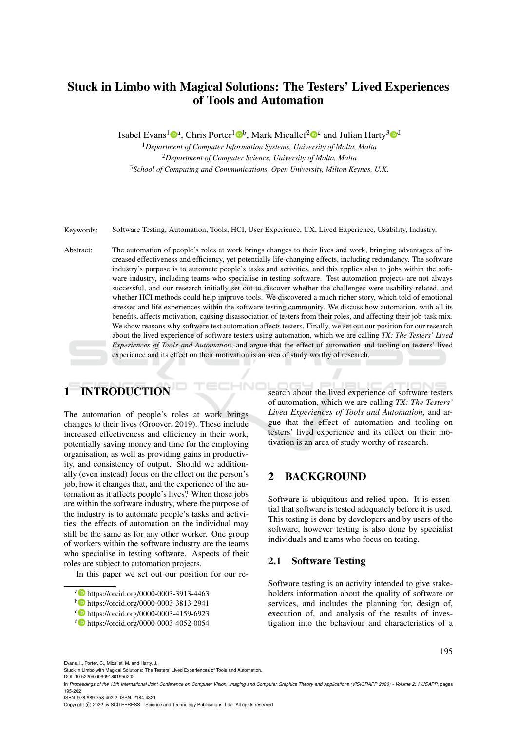# Stuck in Limbo with Magical Solutions: The Testers' Lived Experiences of Tools and Automation

Isabel Evans[1][a], Chris Porter[1][b], Mark Micallef[2][c] and Julian Harty[3][d]

[1]*Department of Computer Information Systems, University of Malta, Malta*
[2]*Department of Computer Science, University of Malta, Malta*
[3]*School of Computing and Communications, Open University, Milton Keynes, U.K.*

Keywords: Software Testing, Automation, Tools, HCI, User Experience, UX, Lived Experience, Usability, Industry.

Abstract: The automation of people's roles at work brings changes to their lives and work, bringing advantages of increased effectiveness and efficiency, yet potentially life-changing effects, including redundancy. The software industry's purpose is to automate people's tasks and activities, and this applies also to jobs within the software industry, including teams who specialise in testing software. Test automation projects are not always successful, and our research initially set out to discover whether the challenges were usability-related, and whether HCI methods could help improve tools. We discovered a much richer story, which told of emotional stresses and life experiences within the software testing community. We discuss how automation, with all its benefits, affects motivation, causing disassociation of testers from their roles, and affecting their job-task mix. We show reasons why software test automation affects testers. Finally, we set out our position for our research about the lived experience of software testers using automation, which we are calling *TX: The Testers' Lived Experiences of Tools and Automation*, and argue that the effect of automation and tooling on testers' lived experience and its effect on their motivation is an area of study worthy of research.

## 1 INTRODUCTION

The automation of people's roles at work brings changes to their lives (Groover, 2019). These include increased effectiveness and efficiency in their work, potentially saving money and time for the employing organisation, as well as providing gains in productivity, and consistency of output. Should we additionally (even instead) focus on the effect on the person's job, how it changes that, and the experience of the automation as it affects people's lives? When those jobs are within the software industry, where the purpose of the industry is to automate people's tasks and activities, the effects of automation on the individual may still be the same as for any other worker. One group of workers within the software industry are the teams who specialise in testing software. Aspects of their roles are subject to automation projects.

In this paper we set out our position for our research about the lived experience of software testers of automation, which we are calling *TX: The Testers' Lived Experiences of Tools and Automation*, and argue that the effect of automation and tooling on testers' lived experience and its effect on their motivation is an area of study worthy of research.

[a] https://orcid.org/0000-0003-3913-4463
[b] https://orcid.org/0000-0003-3813-2941
[c] https://orcid.org/0000-0003-4159-6923
[d] https://orcid.org/0000-0003-4052-0054

## 2 BACKGROUND

Software is ubiquitous and relied upon. It is essential that software is tested adequately before it is used. This testing is done by developers and by users of the software, however testing is also done by specialist individuals and teams who focus on testing.

### 2.1 Software Testing

Software testing is an activity intended to give stakeholders information about the quality of software or services, and includes the planning for, design of, execution of, and analysis of the results of investigation into the behaviour and characteristics of a

Evans, I., Porter, C., Micallef, M. and Harty, J.
Stuck in Limbo with Magical Solutions: The Testers' Lived Experiences of Tools and Automation.
DOI: 10.5220/0009091801950202
In *Proceedings of the 15th International Joint Conference on Computer Vision, Imaging and Computer Graphics Theory and Applications (VISIGRAPP 2020) - Volume 2: HUCAPP*, pages 195-202
ISBN: 978-989-758-402-2; ISSN: 2184-4321
Copyright © 2022 by SCITEPRESS – Science and Technology Publications, Lda. All rights reserved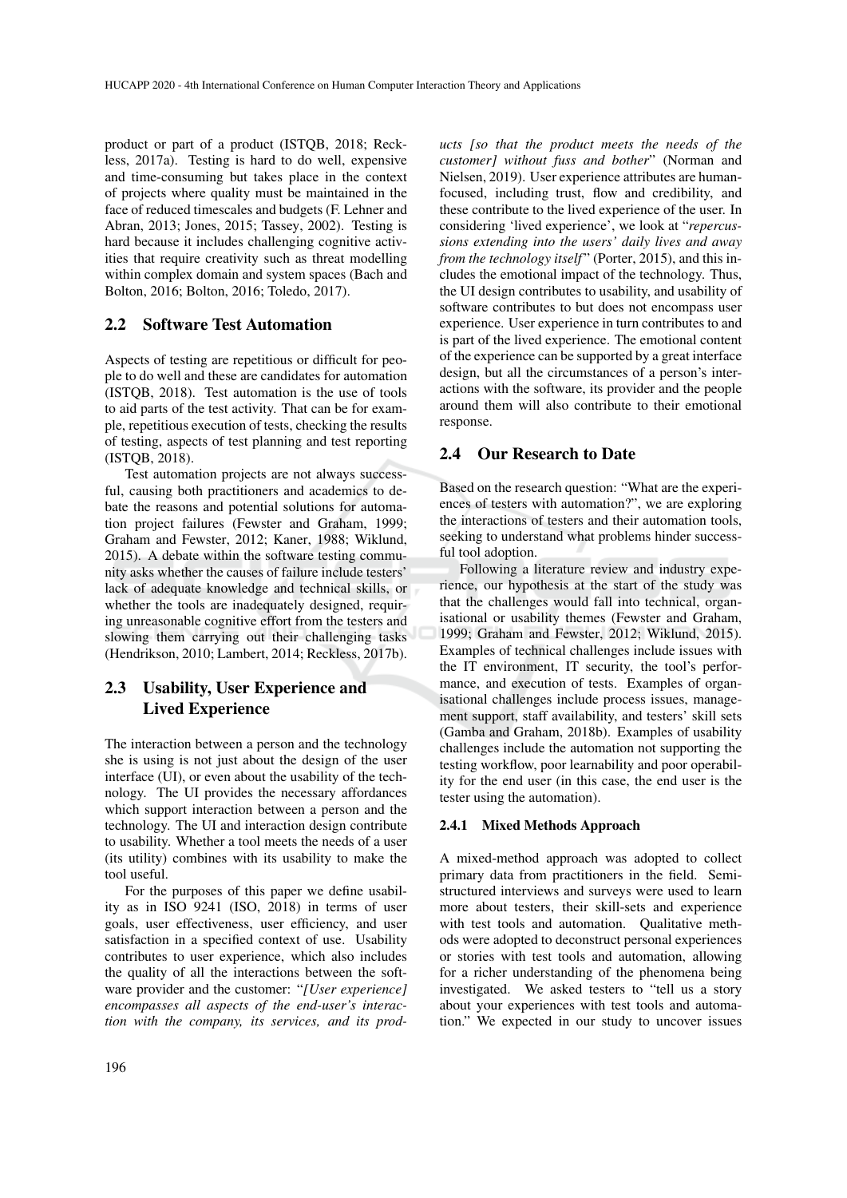product or part of a product (ISTQB, 2018; Reckless, 2017a). Testing is hard to do well, expensive and time-consuming but takes place in the context of projects where quality must be maintained in the face of reduced timescales and budgets (F. Lehner and Abran, 2013; Jones, 2015; Tassey, 2002). Testing is hard because it includes challenging cognitive activities that require creativity such as threat modelling within complex domain and system spaces (Bach and Bolton, 2016; Bolton, 2016; Toledo, 2017).

## 2.2 Software Test Automation

Aspects of testing are repetitious or difficult for people to do well and these are candidates for automation (ISTQB, 2018). Test automation is the use of tools to aid parts of the test activity. That can be for example, repetitious execution of tests, checking the results of testing, aspects of test planning and test reporting (ISTQB, 2018).

Test automation projects are not always successful, causing both practitioners and academics to debate the reasons and potential solutions for automation project failures (Fewster and Graham, 1999; Graham and Fewster, 2012; Kaner, 1988; Wiklund, 2015). A debate within the software testing community asks whether the causes of failure include testers' lack of adequate knowledge and technical skills, or whether the tools are inadequately designed, requiring unreasonable cognitive effort from the testers and slowing them carrying out their challenging tasks (Hendrikson, 2010; Lambert, 2014; Reckless, 2017b).

## 2.3 Usability, User Experience and Lived Experience

The interaction between a person and the technology she is using is not just about the design of the user interface (UI), or even about the usability of the technology. The UI provides the necessary affordances which support interaction between a person and the technology. The UI and interaction design contribute to usability. Whether a tool meets the needs of a user (its utility) combines with its usability to make the tool useful.

For the purposes of this paper we define usability as in ISO 9241 (ISO, 2018) in terms of user goals, user effectiveness, user efficiency, and user satisfaction in a specified context of use. Usability contributes to user experience, which also includes the quality of all the interactions between the software provider and the customer: "*[User experience] encompasses all aspects of the end-user's interaction with the company, its services, and its products [so that the product meets the needs of the customer] without fuss and bother*" (Norman and Nielsen, 2019). User experience attributes are human-focused, including trust, flow and credibility, and these contribute to the lived experience of the user. In considering 'lived experience', we look at "*repercussions extending into the users' daily lives and away from the technology itself*" (Porter, 2015), and this includes the emotional impact of the technology. Thus, the UI design contributes to usability, and usability of software contributes to but does not encompass user experience. User experience in turn contributes to and is part of the lived experience. The emotional content of the experience can be supported by a great interface design, but all the circumstances of a person's interactions with the software, its provider and the people around them will also contribute to their emotional response.

## 2.4 Our Research to Date

Based on the research question: "What are the experiences of testers with automation?", we are exploring the interactions of testers and their automation tools, seeking to understand what problems hinder successful tool adoption.

Following a literature review and industry experience, our hypothesis at the start of the study was that the challenges would fall into technical, organisational or usability themes (Fewster and Graham, 1999; Graham and Fewster, 2012; Wiklund, 2015). Examples of technical challenges include issues with the IT environment, IT security, the tool's performance, and execution of tests. Examples of organisational challenges include process issues, management support, staff availability, and testers' skill sets (Gamba and Graham, 2018b). Examples of usability challenges include the automation not supporting the testing workflow, poor learnability and poor operability for the end user (in this case, the end user is the tester using the automation).

### 2.4.1 Mixed Methods Approach

A mixed-method approach was adopted to collect primary data from practitioners in the field. Semi-structured interviews and surveys were used to learn more about testers, their skill-sets and experience with test tools and automation. Qualitative methods were adopted to deconstruct personal experiences or stories with test tools and automation, allowing for a richer understanding of the phenomena being investigated. We asked testers to "tell us a story about your experiences with test tools and automation." We expected in our study to uncover issues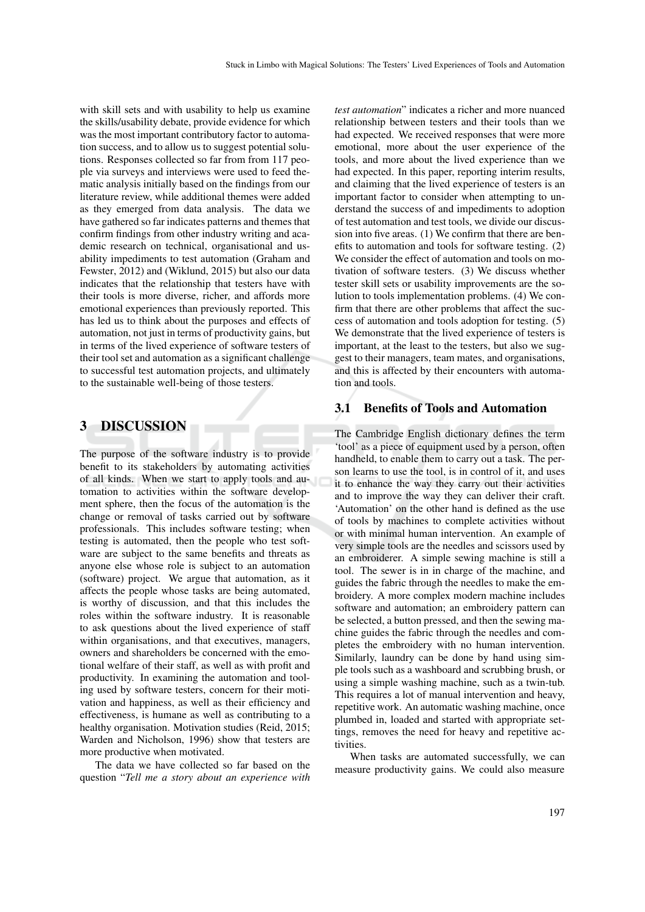with skill sets and with usability to help us examine the skills/usability debate, provide evidence for which was the most important contributory factor to automation success, and to allow us to suggest potential solutions. Responses collected so far from from 117 people via surveys and interviews were used to feed thematic analysis initially based on the findings from our literature review, while additional themes were added as they emerged from data analysis. The data we have gathered so far indicates patterns and themes that confirm findings from other industry writing and academic research on technical, organisational and usability impediments to test automation (Graham and Fewster, 2012) and (Wiklund, 2015) but also our data indicates that the relationship that testers have with their tools is more diverse, richer, and affords more emotional experiences than previously reported. This has led us to think about the purposes and effects of automation, not just in terms of productivity gains, but in terms of the lived experience of software testers of their tool set and automation as a significant challenge to successful test automation projects, and ultimately to the sustainable well-being of those testers.

## 3 DISCUSSION

The purpose of the software industry is to provide benefit to its stakeholders by automating activities of all kinds. When we start to apply tools and automation to activities within the software development sphere, then the focus of the automation is the change or removal of tasks carried out by software professionals. This includes software testing; when testing is automated, then the people who test software are subject to the same benefits and threats as anyone else whose role is subject to an automation (software) project. We argue that automation, as it affects the people whose tasks are being automated, is worthy of discussion, and that this includes the roles within the software industry. It is reasonable to ask questions about the lived experience of staff within organisations, and that executives, managers, owners and shareholders be concerned with the emotional welfare of their staff, as well as with profit and productivity. In examining the automation and tooling used by software testers, concern for their motivation and happiness, as well as their efficiency and effectiveness, is humane as well as contributing to a healthy organisation. Motivation studies (Reid, 2015; Warden and Nicholson, 1996) show that testers are more productive when motivated.

The data we have collected so far based on the question "*Tell me a story about an experience with test automation*" indicates a richer and more nuanced relationship between testers and their tools than we had expected. We received responses that were more emotional, more about the user experience of the tools, and more about the lived experience than we had expected. In this paper, reporting interim results, and claiming that the lived experience of testers is an important factor to consider when attempting to understand the success of and impediments to adoption of test automation and test tools, we divide our discussion into five areas. (1) We confirm that there are benefits to automation and tools for software testing. (2) We consider the effect of automation and tools on motivation of software testers. (3) We discuss whether tester skill sets or usability improvements are the solution to tools implementation problems. (4) We confirm that there are other problems that affect the success of automation and tools adoption for testing. (5) We demonstrate that the lived experience of testers is important, at the least to the testers, but also we suggest to their managers, team mates, and organisations, and this is affected by their encounters with automation and tools.

### 3.1 Benefits of Tools and Automation

The Cambridge English dictionary defines the term 'tool' as a piece of equipment used by a person, often handheld, to enable them to carry out a task. The person learns to use the tool, is in control of it, and uses it to enhance the way they carry out their activities and to improve the way they can deliver their craft. 'Automation' on the other hand is defined as the use of tools by machines to complete activities without or with minimal human intervention. An example of very simple tools are the needles and scissors used by an embroiderer. A simple sewing machine is still a tool. The sewer is in charge of the machine, and guides the fabric through the needles to make the embroidery. A more complex modern machine includes software and automation; an embroidery pattern can be selected, a button pressed, and then the sewing machine guides the fabric through the needles and completes the embroidery with no human intervention. Similarly, laundry can be done by hand using simple tools such as a washboard and scrubbing brush, or using a simple washing machine, such as a twin-tub. This requires a lot of manual intervention and heavy, repetitive work. An automatic washing machine, once plumbed in, loaded and started with appropriate settings, removes the need for heavy and repetitive activities.

When tasks are automated successfully, we can measure productivity gains. We could also measure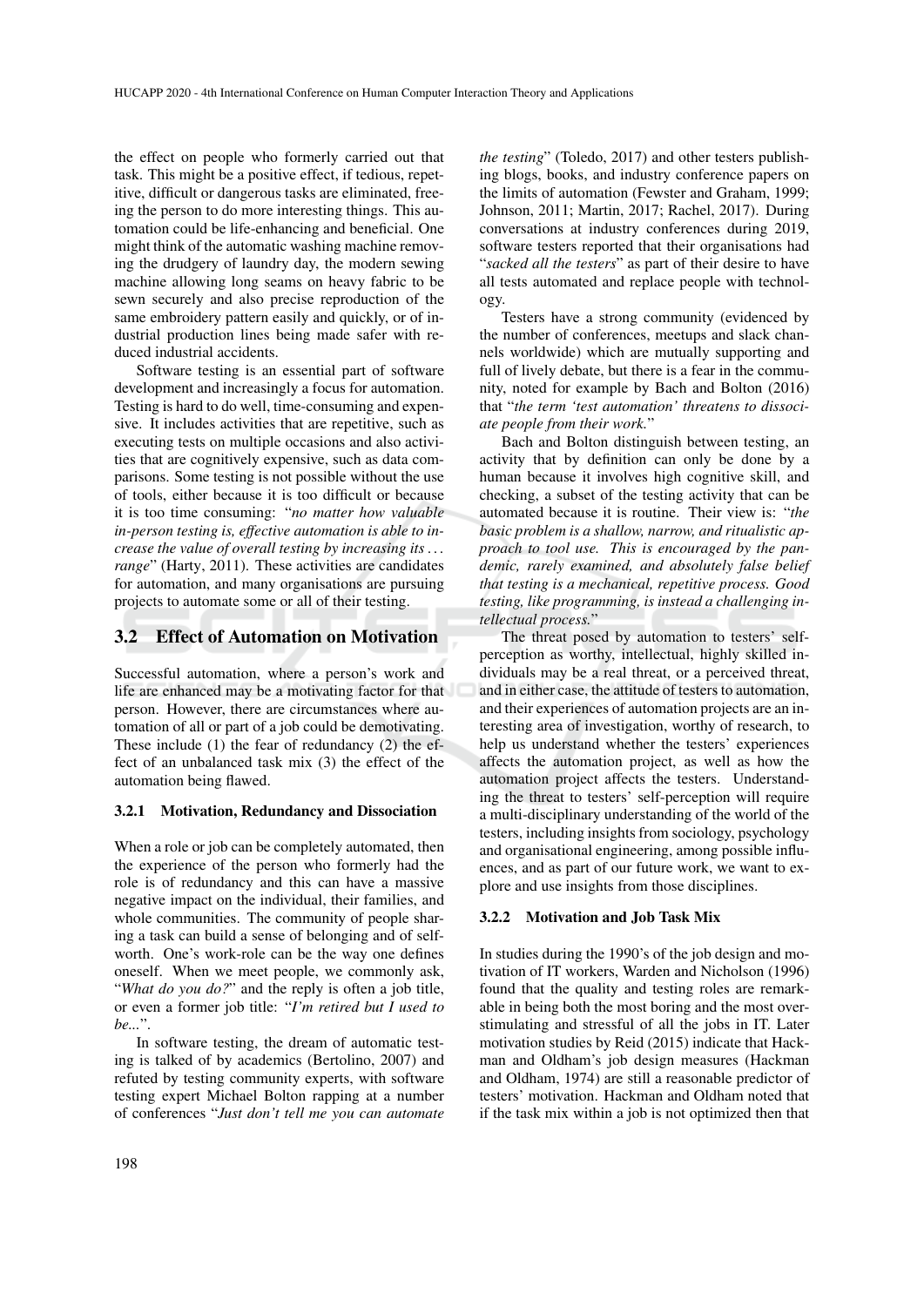the effect on people who formerly carried out that task. This might be a positive effect, if tedious, repetitive, difficult or dangerous tasks are eliminated, freeing the person to do more interesting things. This automation could be life-enhancing and beneficial. One might think of the automatic washing machine removing the drudgery of laundry day, the modern sewing machine allowing long seams on heavy fabric to be sewn securely and also precise reproduction of the same embroidery pattern easily and quickly, or of industrial production lines being made safer with reduced industrial accidents.

Software testing is an essential part of software development and increasingly a focus for automation. Testing is hard to do well, time-consuming and expensive. It includes activities that are repetitive, such as executing tests on multiple occasions and also activities that are cognitively expensive, such as data comparisons. Some testing is not possible without the use of tools, either because it is too difficult or because it is too time consuming: "*no matter how valuable in-person testing is, effective automation is able to increase the value of overall testing by increasing its ... range*" (Harty, 2011). These activities are candidates for automation, and many organisations are pursuing projects to automate some or all of their testing.

## 3.2 Effect of Automation on Motivation

Successful automation, where a person's work and life are enhanced may be a motivating factor for that person. However, there are circumstances where automation of all or part of a job could be demotivating. These include (1) the fear of redundancy (2) the effect of an unbalanced task mix (3) the effect of the automation being flawed.

### 3.2.1 Motivation, Redundancy and Dissociation

When a role or job can be completely automated, then the experience of the person who formerly had the role is of redundancy and this can have a massive negative impact on the individual, their families, and whole communities. The community of people sharing a task can build a sense of belonging and of self-worth. One's work-role can be the way one defines oneself. When we meet people, we commonly ask, "*What do you do?*" and the reply is often a job title, or even a former job title: "*I'm retired but I used to be...*".

In software testing, the dream of automatic testing is talked of by academics (Bertolino, 2007) and refuted by testing community experts, with software testing expert Michael Bolton rapping at a number of conferences "*Just don't tell me you can automate the testing*" (Toledo, 2017) and other testers publishing blogs, books, and industry conference papers on the limits of automation (Fewster and Graham, 1999; Johnson, 2011; Martin, 2017; Rachel, 2017). During conversations at industry conferences during 2019, software testers reported that their organisations had "*sacked all the testers*" as part of their desire to have all tests automated and replace people with technology.

Testers have a strong community (evidenced by the number of conferences, meetups and slack channels worldwide) which are mutually supporting and full of lively debate, but there is a fear in the community, noted for example by Bach and Bolton (2016) that "*the term 'test automation' threatens to dissociate people from their work.*"

Bach and Bolton distinguish between testing, an activity that by definition can only be done by a human because it involves high cognitive skill, and checking, a subset of the testing activity that can be automated because it is routine. Their view is: "*the basic problem is a shallow, narrow, and ritualistic approach to tool use. This is encouraged by the pandemic, rarely examined, and absolutely false belief that testing is a mechanical, repetitive process. Good testing, like programming, is instead a challenging intellectual process.*"

The threat posed by automation to testers' self-perception as worthy, intellectual, highly skilled individuals may be a real threat, or a perceived threat, and in either case, the attitude of testers to automation, and their experiences of automation projects are an interesting area of investigation, worthy of research, to help us understand whether the testers' experiences affects the automation project, as well as how the automation project affects the testers. Understanding the threat to testers' self-perception will require a multi-disciplinary understanding of the world of the testers, including insights from sociology, psychology and organisational engineering, among possible influences, and as part of our future work, we want to explore and use insights from those disciplines.

### 3.2.2 Motivation and Job Task Mix

In studies during the 1990's of the job design and motivation of IT workers, Warden and Nicholson (1996) found that the quality and testing roles are remarkable in being both the most boring and the most overstimulating and stressful of all the jobs in IT. Later motivation studies by Reid (2015) indicate that Hackman and Oldham's job design measures (Hackman and Oldham, 1974) are still a reasonable predictor of testers' motivation. Hackman and Oldham noted that if the task mix within a job is not optimized then that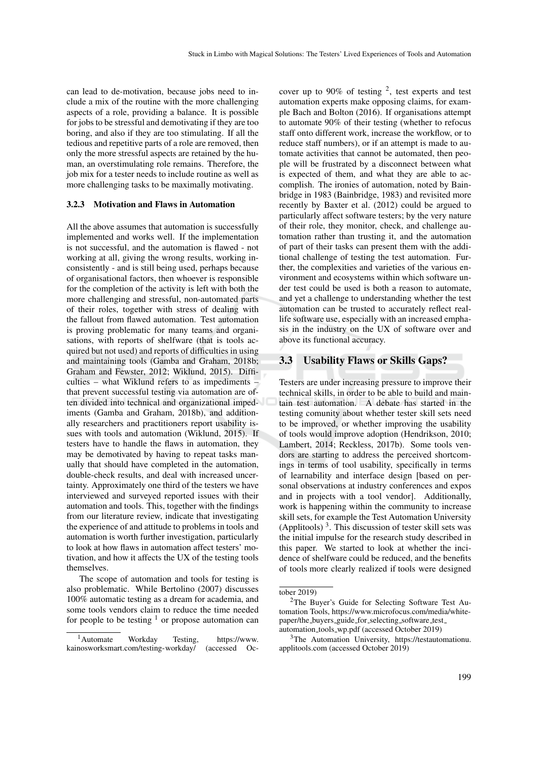can lead to de-motivation, because jobs need to include a mix of the routine with the more challenging aspects of a role, providing a balance. It is possible for jobs to be stressful and demotivating if they are too boring, and also if they are too stimulating. If all the tedious and repetitive parts of a role are removed, then only the more stressful aspects are retained by the human, an overstimulating role remains. Therefore, the job mix for a tester needs to include routine as well as more challenging tasks to be maximally motivating.

#### 3.2.3 Motivation and Flaws in Automation

All the above assumes that automation is successfully implemented and works well. If the implementation is not successful, and the automation is flawed - not working at all, giving the wrong results, working inconsistently - and is still being used, perhaps because of organisational factors, then whoever is responsible for the completion of the activity is left with both the more challenging and stressful, non-automated parts of their roles, together with stress of dealing with the fallout from flawed automation. Test automation is proving problematic for many teams and organisations, with reports of shelfware (that is tools acquired but not used) and reports of difficulties in using and maintaining tools (Gamba and Graham, 2018b; Graham and Fewster, 2012; Wiklund, 2015). Difficulties – what Wiklund refers to as impediments – that prevent successful testing via automation are often divided into technical and organizational impediments (Gamba and Graham, 2018b), and additionally researchers and practitioners report usability issues with tools and automation (Wiklund, 2015). If testers have to handle the flaws in automation, they may be demotivated by having to repeat tasks manually that should have completed in the automation, double-check results, and deal with increased uncertainty. Approximately one third of the testers we have interviewed and surveyed reported issues with their automation and tools. This, together with the findings from our literature review, indicate that investigating the experience of and attitude to problems in tools and automation is worth further investigation, particularly to look at how flaws in automation affect testers' motivation, and how it affects the UX of the testing tools themselves.

The scope of automation and tools for testing is also problematic. While Bertolino (2007) discusses 100% automatic testing as a dream for academia, and some tools vendors claim to reduce the time needed for people to be testing [1] or propose automation can cover up to 90% of testing [2], test experts and test automation experts make opposing claims, for example Bach and Bolton (2016). If organisations attempt to automate 90% of their testing (whether to refocus staff onto different work, increase the workflow, or to reduce staff numbers), or if an attempt is made to automate activities that cannot be automated, then people will be frustrated by a disconnect between what is expected of them, and what they are able to accomplish. The ironies of automation, noted by Bainbridge in 1983 (Bainbridge, 1983) and revisited more recently by Baxter et al. (2012) could be argued to particularly affect software testers; by the very nature of their role, they monitor, check, and challenge automation rather than trusting it, and the automation of part of their tasks can present them with the additional challenge of testing the test automation. Further, the complexities and varieties of the various environment and ecosystems within which software under test could be used is both a reason to automate, and yet a challenge to understanding whether the test automation can be trusted to accurately reflect real-life software use, especially with an increased emphasis in the industry on the UX of software over and above its functional accuracy.

### 3.3 Usability Flaws or Skills Gaps?

Testers are under increasing pressure to improve their technical skills, in order to be able to build and maintain test automation. A debate has started in the testing comunity about whether tester skill sets need to be improved, or whether improving the usability of tools would improve adoption (Hendrikson, 2010; Lambert, 2014; Reckless, 2017b). Some tools vendors are starting to address the perceived shortcomings in terms of tool usability, specifically in terms of learnability and interface design [based on personal observations at industry conferences and expos and in projects with a tool vendor]. Additionally, work is happening within the community to increase skill sets, for example the Test Automation University (Applitools) [3]. This discussion of tester skill sets was the initial impulse for the research study described in this paper. We started to look at whether the incidence of shelfware could be reduced, and the benefits of tools more clearly realized if tools were designed

---

[1] Automate Workday Testing, https://www.kainosworksmart.com/testing-workday/ (accessed October 2019)

[2] The Buyer's Guide for Selecting Software Test Automation Tools, https://www.microfocus.com/media/white-paper/the_buyers_guide_for_selecting_software_test_automation_tools_wp.pdf (accessed October 2019)

[3] The Automation University, https://testautomationu.applitools.com (accessed October 2019)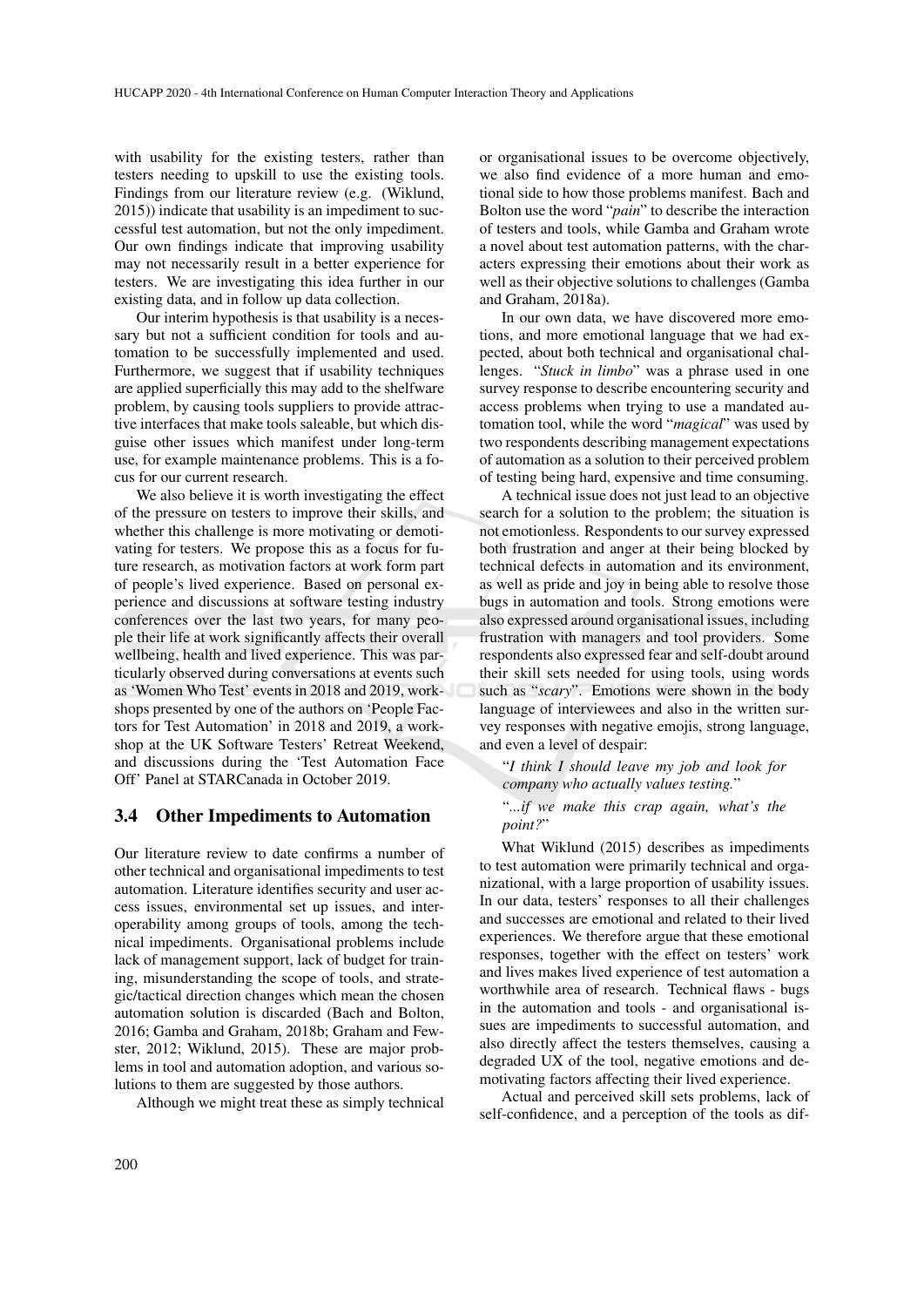with usability for the existing testers, rather than testers needing to upskill to use the existing tools. Findings from our literature review (e.g. (Wiklund, 2015)) indicate that usability is an impediment to successful test automation, but not the only impediment. Our own findings indicate that improving usability may not necessarily result in a better experience for testers. We are investigating this idea further in our existing data, and in follow up data collection.

Our interim hypothesis is that usability is a necessary but not a sufficient condition for tools and automation to be successfully implemented and used. Furthermore, we suggest that if usability techniques are applied superficially this may add to the shelfware problem, by causing tools suppliers to provide attractive interfaces that make tools saleable, but which disguise other issues which manifest under long-term use, for example maintenance problems. This is a focus for our current research.

We also believe it is worth investigating the effect of the pressure on testers to improve their skills, and whether this challenge is more motivating or demotivating for testers. We propose this as a focus for future research, as motivation factors at work form part of people's lived experience. Based on personal experience and discussions at software testing industry conferences over the last two years, for many people their life at work significantly affects their overall wellbeing, health and lived experience. This was particularly observed during conversations at events such as 'Women Who Test' events in 2018 and 2019, workshops presented by one of the authors on 'People Factors for Test Automation' in 2018 and 2019, a workshop at the UK Software Testers' Retreat Weekend, and discussions during the 'Test Automation Face Off' Panel at STARCanada in October 2019.

### 3.4 Other Impediments to Automation

Our literature review to date confirms a number of other technical and organisational impediments to test automation. Literature identifies security and user access issues, environmental set up issues, and interoperability among groups of tools, among the technical impediments. Organisational problems include lack of management support, lack of budget for training, misunderstanding the scope of tools, and strategic/tactical direction changes which mean the chosen automation solution is discarded (Bach and Bolton, 2016; Gamba and Graham, 2018b; Graham and Fewster, 2012; Wiklund, 2015). These are major problems in tool and automation adoption, and various solutions to them are suggested by those authors.

Although we might treat these as simply technical or organisational issues to be overcome objectively, we also find evidence of a more human and emotional side to how those problems manifest. Bach and Bolton use the word "*pain*" to describe the interaction of testers and tools, while Gamba and Graham wrote a novel about test automation patterns, with the characters expressing their emotions about their work as well as their objective solutions to challenges (Gamba and Graham, 2018a).

In our own data, we have discovered more emotions, and more emotional language that we had expected, about both technical and organisational challenges. "*Stuck in limbo*" was a phrase used in one survey response to describe encountering security and access problems when trying to use a mandated automation tool, while the word "*magical*" was used by two respondents describing management expectations of automation as a solution to their perceived problem of testing being hard, expensive and time consuming.

A technical issue does not just lead to an objective search for a solution to the problem; the situation is not emotionless. Respondents to our survey expressed both frustration and anger at their being blocked by technical defects in automation and its environment, as well as pride and joy in being able to resolve those bugs in automation and tools. Strong emotions were also expressed around organisational issues, including frustration with managers and tool providers. Some respondents also expressed fear and self-doubt around their skill sets needed for using tools, using words such as "*scary*". Emotions were shown in the body language of interviewees and also in the written survey responses with negative emojis, strong language, and even a level of despair:

> "*I think I should leave my job and look for company who actually values testing.*"

> "*...if we make this crap again, what's the point?*"

What Wiklund (2015) describes as impediments to test automation were primarily technical and organizational, with a large proportion of usability issues. In our data, testers' responses to all their challenges and successes are emotional and related to their lived experiences. We therefore argue that these emotional responses, together with the effect on testers' work and lives makes lived experience of test automation a worthwhile area of research. Technical flaws - bugs in the automation and tools - and organisational issues are impediments to successful automation, and also directly affect the testers themselves, causing a degraded UX of the tool, negative emotions and demotivating factors affecting their lived experience.

Actual and perceived skill sets problems, lack of self-confidence, and a perception of the tools as dif-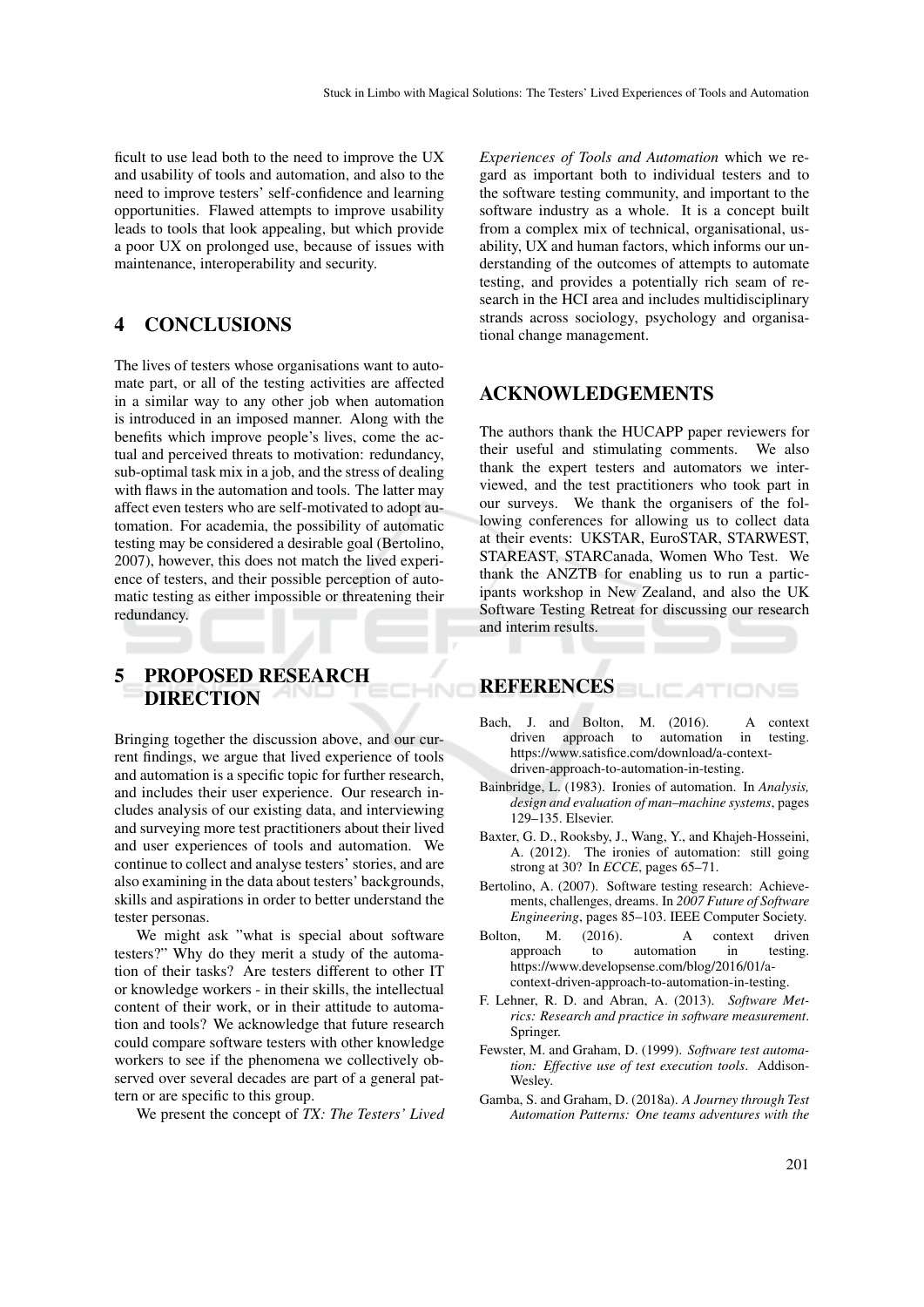ficult to use lead both to the need to improve the UX and usability of tools and automation, and also to the need to improve testers' self-confidence and learning opportunities. Flawed attempts to improve usability leads to tools that look appealing, but which provide a poor UX on prolonged use, because of issues with maintenance, interoperability and security.

## 4 CONCLUSIONS

The lives of testers whose organisations want to automate part, or all of the testing activities are affected in a similar way to any other job when automation is introduced in an imposed manner. Along with the benefits which improve people's lives, come the actual and perceived threats to motivation: redundancy, sub-optimal task mix in a job, and the stress of dealing with flaws in the automation and tools. The latter may affect even testers who are self-motivated to adopt automation. For academia, the possibility of automatic testing may be considered a desirable goal (Bertolino, 2007), however, this does not match the lived experience of testers, and their possible perception of automatic testing as either impossible or threatening their redundancy.

## 5 PROPOSED RESEARCH DIRECTION

Bringing together the discussion above, and our current findings, we argue that lived experience of tools and automation is a specific topic for further research, and includes their user experience. Our research includes analysis of our existing data, and interviewing and surveying more test practitioners about their lived and user experiences of tools and automation. We continue to collect and analyse testers' stories, and are also examining in the data about testers' backgrounds, skills and aspirations in order to better understand the tester personas.

We might ask "what is special about software testers?" Why do they merit a study of the automation of their tasks? Are testers different to other IT or knowledge workers - in their skills, the intellectual content of their work, or in their attitude to automation and tools? We acknowledge that future research could compare software testers with other knowledge workers to see if the phenomena we collectively observed over several decades are part of a general pattern or are specific to this group.

We present the concept of *TX: The Testers' Lived Experiences of Tools and Automation* which we regard as important both to individual testers and to the software testing community, and important to the software industry as a whole. It is a concept built from a complex mix of technical, organisational, usability, UX and human factors, which informs our understanding of the outcomes of attempts to automate testing, and provides a potentially rich seam of research in the HCI area and includes multidisciplinary strands across sociology, psychology and organisational change management.

## ACKNOWLEDGEMENTS

The authors thank the HUCAPP paper reviewers for their useful and stimulating comments. We also thank the expert testers and automators we interviewed, and the test practitioners who took part in our surveys. We thank the organisers of the following conferences for allowing us to collect data at their events: UKSTAR, EuroSTAR, STARWEST, STAREAST, STARCanada, Women Who Test. We thank the ANZTB for enabling us to run a participants workshop in New Zealand, and also the UK Software Testing Retreat for discussing our research and interim results.

## REFERENCES

Bach, J. and Bolton, M. (2016). A context driven approach to automation in testing. https://www.satisfice.com/download/a-context-driven-approach-to-automation-in-testing.

Bainbridge, L. (1983). Ironies of automation. In *Analysis, design and evaluation of man–machine systems*, pages 129–135. Elsevier.

Baxter, G. D., Rooksby, J., Wang, Y., and Khajeh-Hosseini, A. (2012). The ironies of automation: still going strong at 30? In *ECCE*, pages 65–71.

Bertolino, A. (2007). Software testing research: Achievements, challenges, dreams. In *2007 Future of Software Engineering*, pages 85–103. IEEE Computer Society.

Bolton, M. (2016). A context driven approach to automation in testing. https://www.developsense.com/blog/2016/01/a-context-driven-approach-to-automation-in-testing.

F. Lehner, R. D. and Abran, A. (2013). *Software Metrics: Research and practice in software measurement*. Springer.

Fewster, M. and Graham, D. (1999). *Software test automation: Effective use of test execution tools*. Addison-Wesley.

Gamba, S. and Graham, D. (2018a). *A Journey through Test Automation Patterns: One teams adventures with the*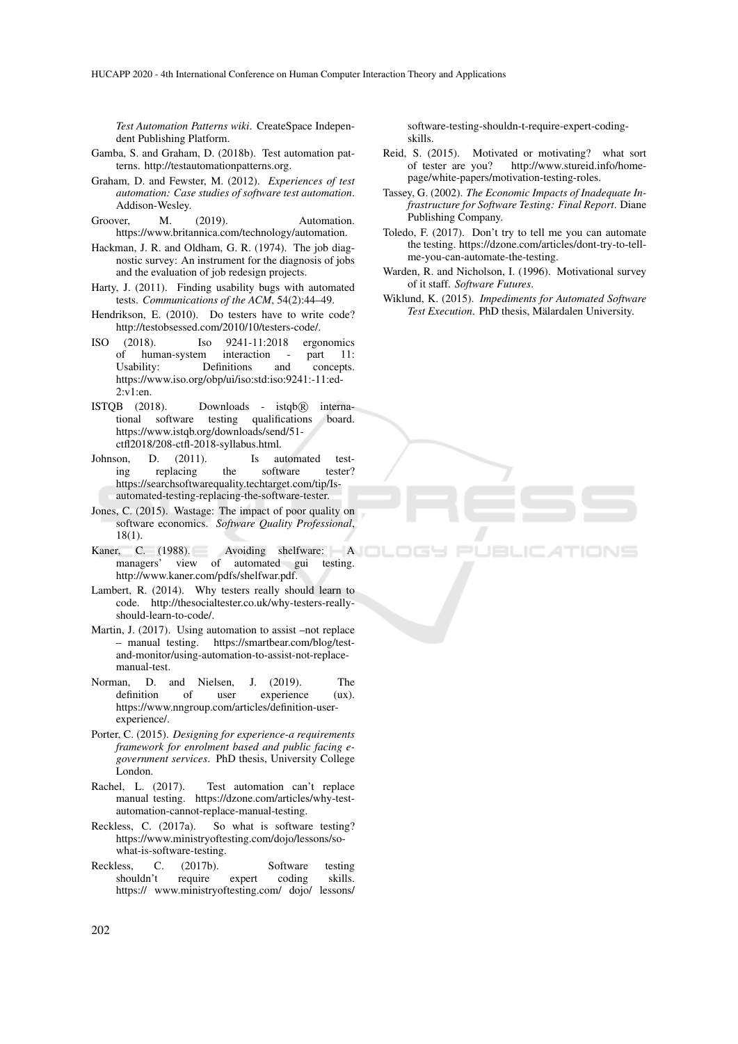*Test Automation Patterns wiki*. CreateSpace Independent Publishing Platform.

Gamba, S. and Graham, D. (2018b). Test automation patterns. http://testautomationpatterns.org.

Graham, D. and Fewster, M. (2012). *Experiences of test automation: Case studies of software test automation*. Addison-Wesley.

Groover, M. (2019). Automation. https://www.britannica.com/technology/automation.

Hackman, J. R. and Oldham, G. R. (1974). The job diagnostic survey: An instrument for the diagnosis of jobs and the evaluation of job redesign projects.

Harty, J. (2011). Finding usability bugs with automated tests. *Communications of the ACM*, 54(2):44–49.

Hendrikson, E. (2010). Do testers have to write code? http://testobsessed.com/2010/10/testers-code/.

ISO (2018). Iso 9241-11:2018 ergonomics of human-system interaction - part 11: Usability: Definitions and concepts. https://www.iso.org/obp/ui/iso:std:iso:9241:-11:ed-2:v1:en.

ISTQB (2018). Downloads - istqb® international software testing qualifications board. https://www.istqb.org/downloads/send/51-ctfl2018/208-ctfl-2018-syllabus.html.

Johnson, D. (2011). Is automated testing replacing the software tester? https://searchsoftwarequality.techtarget.com/tip/Is-automated-testing-replacing-the-software-tester.

Jones, C. (2015). Wastage: The impact of poor quality on software economics. *Software Quality Professional*, 18(1).

Kaner, C. (1988). Avoiding shelfware: A managers' view of automated gui testing. http://www.kaner.com/pdfs/shelfwar.pdf.

Lambert, R. (2014). Why testers really should learn to code. http://thesocialtester.co.uk/why-testers-really-should-learn-to-code/.

Martin, J. (2017). Using automation to assist –not replace – manual testing. https://smartbear.com/blog/test-and-monitor/using-automation-to-assist-not-replace-manual-test.

Norman, D. and Nielsen, J. (2019). The definition of user experience (ux). https://www.nngroup.com/articles/definition-user-experience/.

Porter, C. (2015). *Designing for experience-a requirements framework for enrolment based and public facing e-government services*. PhD thesis, University College London.

Rachel, L. (2017). Test automation can't replace manual testing. https://dzone.com/articles/why-test-automation-cannot-replace-manual-testing.

Reckless, C. (2017a). So what is software testing? https://www.ministryoftesting.com/dojo/lessons/so-what-is-software-testing.

Reckless, C. (2017b). Software testing shouldn't require expert coding skills. https:// www.ministryoftesting.com/ dojo/ lessons/ software-testing-shouldn-t-require-expert-coding-skills.

Reid, S. (2015). Motivated or motivating? what sort of tester are you? http://www.stureid.info/home-page/white-papers/motivation-testing-roles.

Tassey, G. (2002). *The Economic Impacts of Inadequate Infrastructure for Software Testing: Final Report*. Diane Publishing Company.

Toledo, F. (2017). Don't try to tell me you can automate the testing. https://dzone.com/articles/dont-try-to-tell-me-you-can-automate-the-testing.

Warden, R. and Nicholson, I. (1996). Motivational survey of it staff. *Software Futures*.

Wiklund, K. (2015). *Impediments for Automated Software Test Execution*. PhD thesis, Mälardalen University.